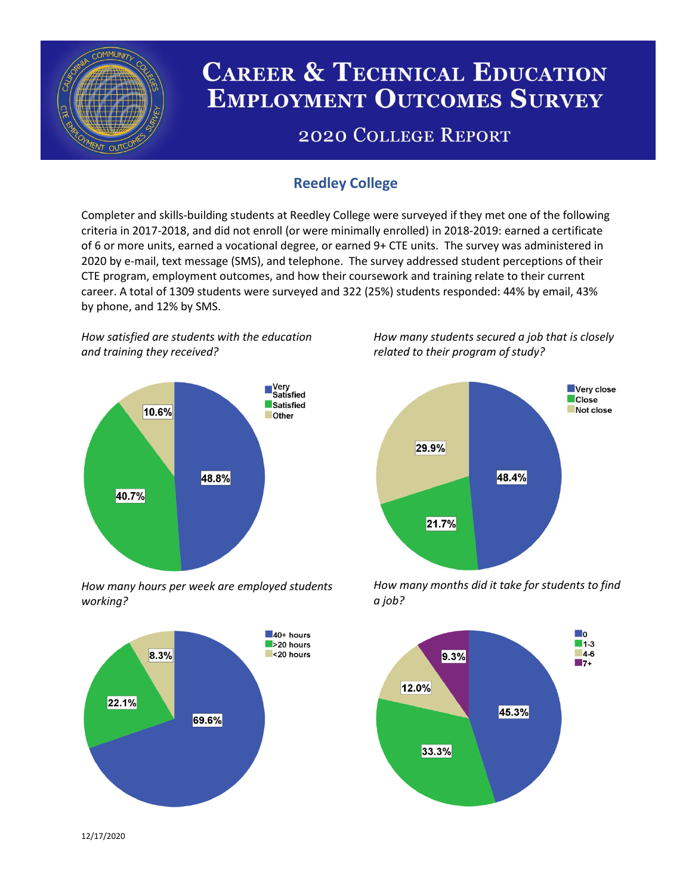# Career & Technical Education Employment Outcomes Survey

## 2020 College Report

## Reedley College

Completer and skills-building students at Reedley College were surveyed if they met one of the following criteria in 2017-2018, and did not enroll (or were minimally enrolled) in 2018-2019: earned a certificate of 6 or more units, earned a vocational degree, or earned 9+ CTE units. The survey was administered in 2020 by e-mail, text message (SMS), and telephone. The survey addressed student perceptions of their CTE program, employment outcomes, and how their coursework and training relate to their current career. A total of 1309 students were surveyed and 322 (25%) students responded: 44% by email, 43% by phone, and 12% by SMS.

*How satisfied are students with the education and training they received?*

| Response | Percent |
| --- | --- |
| Very Satisfied | 48.8% |
| Satisfied | 40.7% |
| Other | 10.6% |

*How many students secured a job that is closely related to their program of study?*

| Response | Percent |
| --- | --- |
| Very close | 48.4% |
| Close | 21.7% |
| Not close | 29.9% |

*How many hours per week are employed students working?*

| Response | Percent |
| --- | --- |
| 40+ hours | 69.6% |
| >20 hours | 22.1% |
| <20 hours | 8.3% |

*How many months did it take for students to find a job?*

| Response | Percent |
| --- | --- |
| 0 | 45.3% |
| 1-3 | 33.3% |
| 4-6 | 12.0% |
| 7+ | 9.3% |

12/17/2020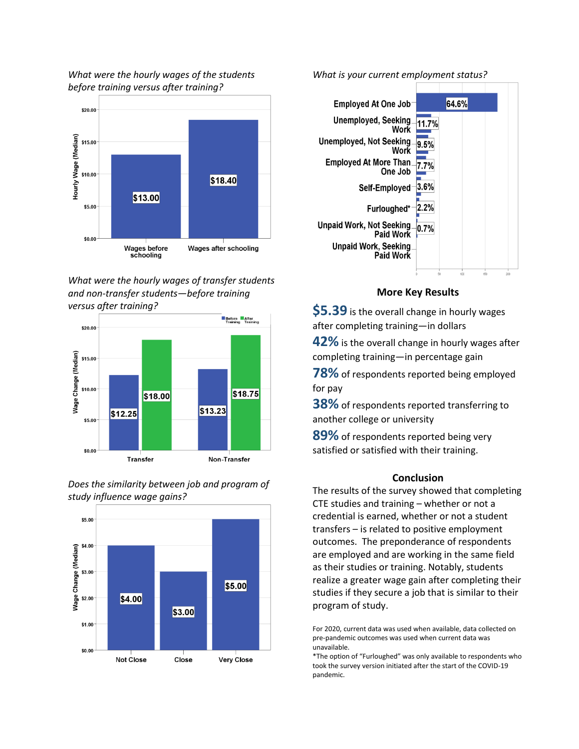*What were the hourly wages of the students before training versus after training?*

Hourly Wage (Median)

$20.00
$15.00
$10.00
$5.00
$0.00

$13.00
$18.40

Wages before schooling
Wages after schooling

*What were the hourly wages of transfer students and non-transfer students—before training versus after training?*

Before Training
After Training

Wage Change (Median)

$20.00
$15.00
$10.00
$5.00
$0.00

$12.25
$18.00
$13.23
$18.75

Transfer
Non-Transfer

*Does the similarity between job and program of study influence wage gains?*

Wage Change (Median)

$5.00
$4.00
$3.00
$2.00
$1.00
$0.00

$4.00
$3.00
$5.00

Not Close
Close
Very Close

*What is your current employment status?*

Employed At One Job 64.6%
Unemployed, Seeking Work 11.7%
Unemployed, Not Seeking Work 9.5%
Employed At More Than One Job 7.7%
Self-Employed 3.6%
Furloughed* 2.2%
Unpaid Work, Not Seeking Paid Work 0.7%
Unpaid Work, Seeking Paid Work

0
50
100
150
200

## More Key Results

**$5.39** is the overall change in hourly wages after completing training—in dollars

**42%** is the overall change in hourly wages after completing training—in percentage gain

**78%** of respondents reported being employed for pay

**38%** of respondents reported transferring to another college or university

**89%** of respondents reported being very satisfied or satisfied with their training.

## Conclusion

The results of the survey showed that completing CTE studies and training – whether or not a credential is earned, whether or not a student transfers – is related to positive employment outcomes. The preponderance of respondents are employed and are working in the same field as their studies or training. Notably, students realize a greater wage gain after completing their studies if they secure a job that is similar to their program of study.

For 2020, current data was used when available, data collected on pre-pandemic outcomes was used when current data was unavailable.
*The option of "Furloughed" was only available to respondents who took the survey version initiated after the start of the COVID-19 pandemic.